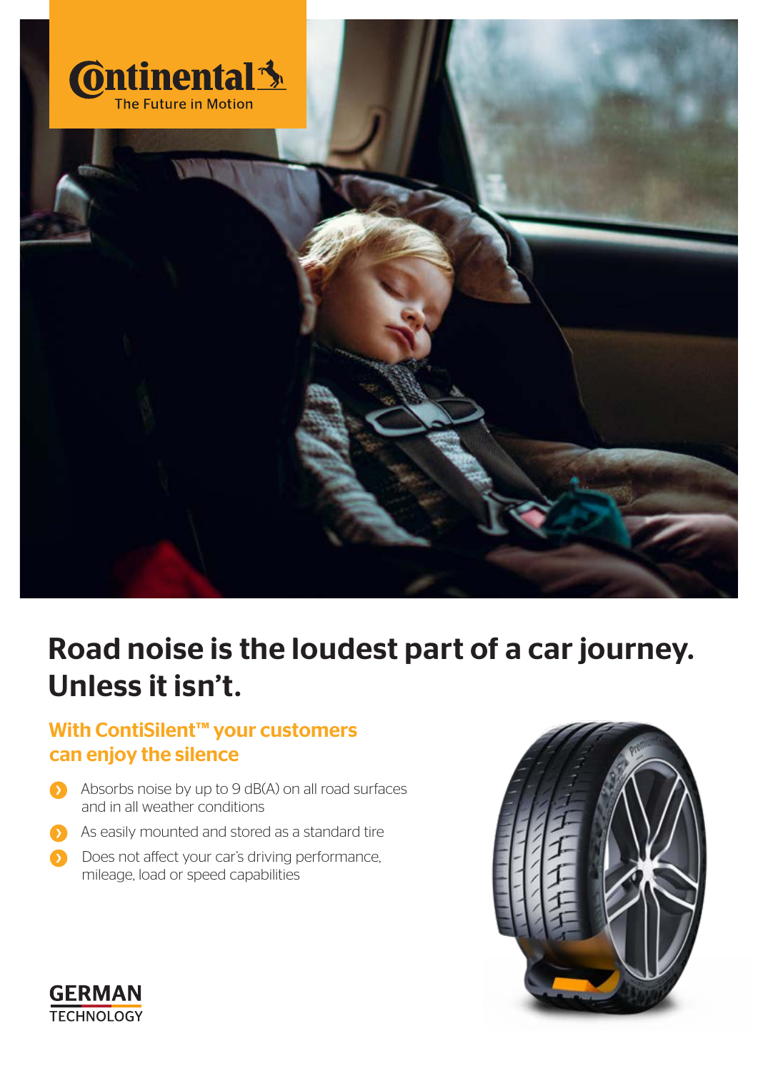Continental The Future in Motion

# Road noise is the loudest part of a car journey. Unless it isn't.

## With ContiSilent™ your customers can enjoy the silence

- Absorbs noise by up to 9 dB(A) on all road surfaces and in all weather conditions
- As easily mounted and stored as a standard tire
- Does not affect your car's driving performance, mileage, load or speed capabilities

GERMAN TECHNOLOGY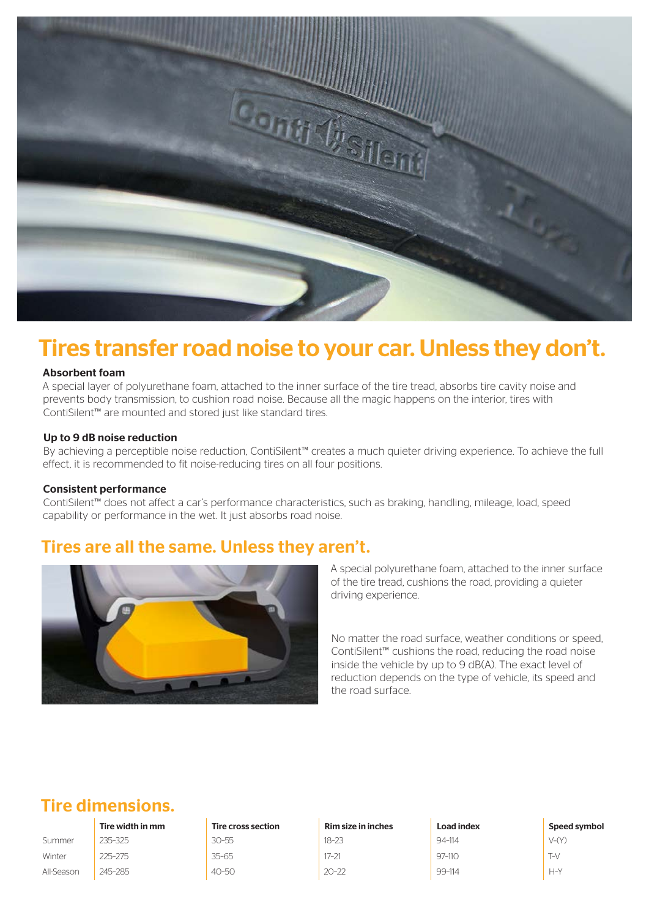# Tires transfer road noise to your car. Unless they don't.

**Absorbent foam**

A special layer of polyurethane foam, attached to the inner surface of the tire tread, absorbs tire cavity noise and prevents body transmission, to cushion road noise. Because all the magic happens on the interior, tires with ContiSilent™ are mounted and stored just like standard tires.

**Up to 9 dB noise reduction**

By achieving a perceptible noise reduction, ContiSilent™ creates a much quieter driving experience. To achieve the full effect, it is recommended to fit noise-reducing tires on all four positions.

**Consistent performance**

ContiSilent™ does not affect a car's performance characteristics, such as braking, handling, mileage, load, speed capability or performance in the wet. It just absorbs road noise.

## Tires are all the same. Unless they aren't.

A special polyurethane foam, attached to the inner surface of the tire tread, cushions the road, providing a quieter driving experience.

No matter the road surface, weather conditions or speed, ContiSilent™ cushions the road, reducing the road noise inside the vehicle by up to 9 dB(A). The exact level of reduction depends on the type of vehicle, its speed and the road surface.

## Tire dimensions.

| | Tire width in mm | Tire cross section | Rim size in inches | Load index | Speed symbol |
|---|---|---|---|---|---|
| Summer | 235-325 | 30-55 | 18-23 | 94-114 | V-(Y) |
| Winter | 225-275 | 35-65 | 17-21 | 97-110 | T-V |
| All-Season | 245-285 | 40-50 | 20-22 | 99-114 | H-Y |